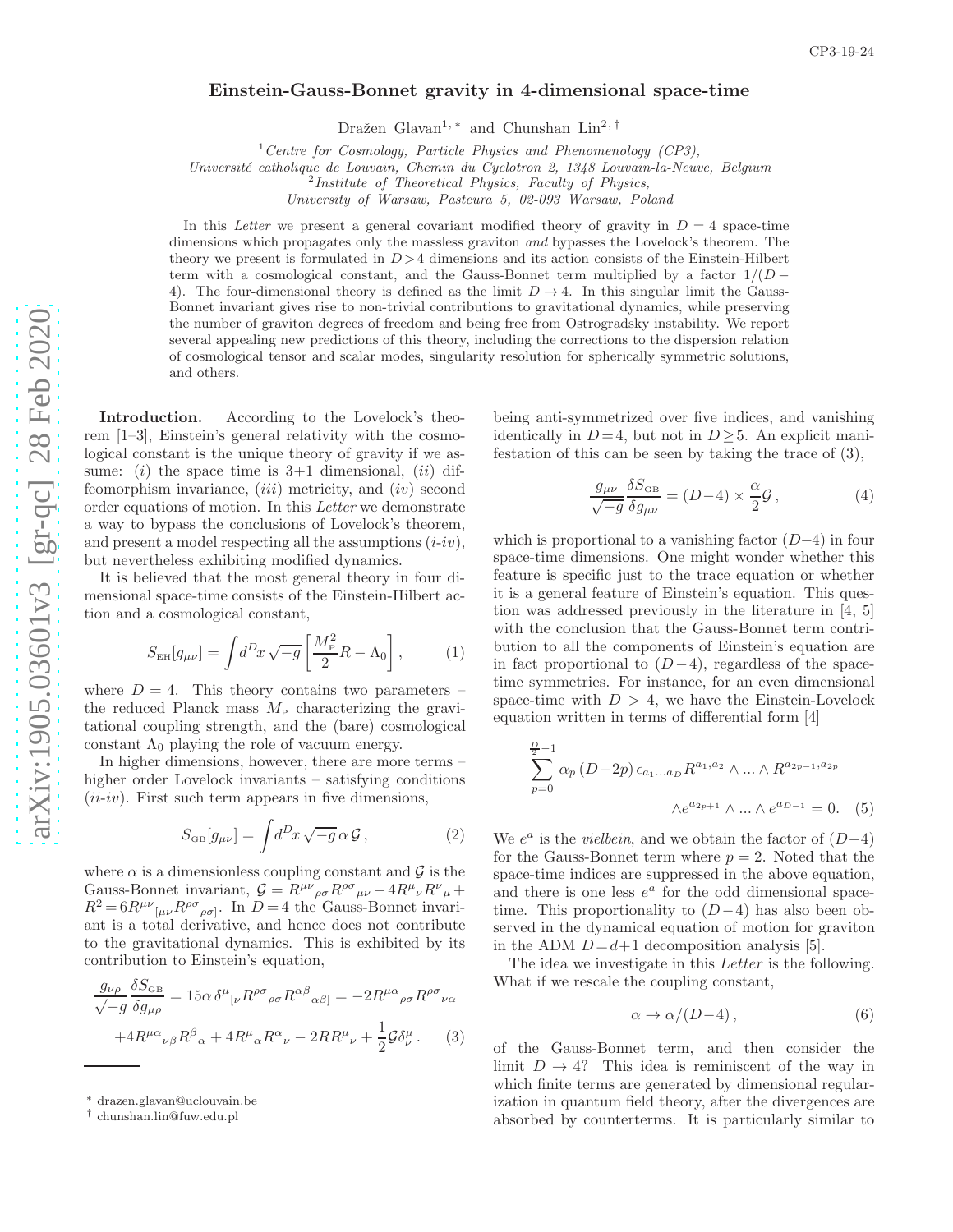# Einstein-Gauss-Bonnet gravity in 4-dimensional space-time

Dražen Glavan[1,*] and Chunshan Lin[2,†]

[1] *Centre for Cosmology, Particle Physics and Phenomenology (CP3), Université catholique de Louvain, Chemin du Cyclotron 2, 1348 Louvain-la-Neuve, Belgium*
[2] *Institute of Theoretical Physics, Faculty of Physics, University of Warsaw, Pasteura 5, 02-093 Warsaw, Poland*

In this *Letter* we present a general covariant modified theory of gravity in $D=4$ space-time dimensions which propagates only the massless graviton *and* bypasses the Lovelock's theorem. The theory we present is formulated in $D>4$ dimensions and its action consists of the Einstein-Hilbert term with a cosmological constant, and the Gauss-Bonnet term multiplied by a factor $1/(D-4)$. The four-dimensional theory is defined as the limit $D\to 4$. In this singular limit the Gauss-Bonnet invariant gives rise to non-trivial contributions to gravitational dynamics, while preserving the number of graviton degrees of freedom and being free from Ostrogradsky instability. We report several appealing new predictions of this theory, including the corrections to the dispersion relation of cosmological tensor and scalar modes, singularity resolution for spherically symmetric solutions, and others.

**Introduction.** According to the Lovelock's theorem [1–3], Einstein's general relativity with the cosmological constant is the unique theory of gravity if we assume: (*i*) the space time is 3+1 dimensional, (*ii*) diffeomorphism invariance, (*iii*) metricity, and (*iv*) second order equations of motion. In this *Letter* we demonstrate a way to bypass the conclusions of Lovelock's theorem, and present a model respecting all the assumptions (*i-iv*), but nevertheless exhibiting modified dynamics.

It is believed that the most general theory in four dimensional space-time consists of the Einstein-Hilbert action and a cosmological constant,

$$S_{\rm EH}[g_{\mu\nu}] = \int d^Dx \sqrt{-g}\left[\frac{M_{\rm P}^2}{2}R - \Lambda_0\right], \tag{1}$$

where $D=4$. This theory contains two parameters – the reduced Planck mass $M_{\rm P}$ characterizing the gravitational coupling strength, and the (bare) cosmological constant $\Lambda_0$ playing the role of vacuum energy.

In higher dimensions, however, there are more terms – higher order Lovelock invariants – satisfying conditions (*ii-iv*). First such term appears in five dimensions,

$$S_{\rm GB}[g_{\mu\nu}] = \int d^Dx \sqrt{-g}\,\alpha\,\mathcal{G}, \tag{2}$$

where $\alpha$ is a dimensionless coupling constant and $\mathcal{G}$ is the Gauss-Bonnet invariant, $\mathcal{G} = R^{\mu\nu}{}_{\rho\sigma}R^{\rho\sigma}{}_{\mu\nu} - 4R^{\mu}{}_{\nu}R^{\nu}{}_{\mu} + R^2 = 6R^{\mu\nu}{}_{[\mu\nu}R^{\rho\sigma}{}_{\rho\sigma]}$. In $D=4$ the Gauss-Bonnet invariant is a total derivative, and hence does not contribute to the gravitational dynamics. This is exhibited by its contribution to Einstein's equation,

$$\frac{g_{\nu\rho}}{\sqrt{-g}}\frac{\delta S_{\rm GB}}{\delta g_{\mu\rho}} = 15\alpha\,\delta^{\mu}{}_{[\nu}R^{\rho\sigma}{}_{\rho\sigma}R^{\alpha\beta}{}_{\alpha\beta]} = -2R^{\mu\alpha}{}_{\rho\sigma}R^{\rho\sigma}{}_{\nu\alpha}$$
$$+4R^{\mu\alpha}{}_{\nu\beta}R^{\beta}{}_{\alpha} + 4R^{\mu}{}_{\alpha}R^{\alpha}{}_{\nu} - 2RR^{\mu}{}_{\nu} + \frac{1}{2}\mathcal{G}\delta^{\mu}_{\nu}. \tag{3}$$

being anti-symmetrized over five indices, and vanishing identically in $D=4$, but not in $D\geq 5$. An explicit manifestation of this can be seen by taking the trace of (3),

$$\frac{g_{\mu\nu}}{\sqrt{-g}}\frac{\delta S_{\rm GB}}{\delta g_{\mu\nu}} = (D-4)\times\frac{\alpha}{2}\mathcal{G}, \tag{4}$$

which is proportional to a vanishing factor $(D-4)$ in four space-time dimensions. One might wonder whether this feature is specific just to the trace equation or whether it is a general feature of Einstein's equation. This question was addressed previously in the literature in [4, 5] with the conclusion that the Gauss-Bonnet term contribution to all the components of Einstein's equation are in fact proportional to $(D-4)$, regardless of the space-time symmetries. For instance, for an even dimensional space-time with $D>4$, we have the Einstein-Lovelock equation written in terms of differential form [4]

$$\sum_{p=0}^{\frac{D}{2}-1}\alpha_p\,(D-2p)\,\epsilon_{a_1\ldots a_D}R^{a_1,a_2}\wedge\ldots\wedge R^{a_{2p-1},a_{2p}}$$
$$\wedge e^{a_{2p+1}}\wedge\ldots\wedge e^{a_{D-1}} = 0. \tag{5}$$

We $e^a$ is the *vielbein*, and we obtain the factor of $(D-4)$ for the Gauss-Bonnet term where $p=2$. Noted that the space-time indices are suppressed in the above equation, and there is one less $e^a$ for the odd dimensional space-time. This proportionality to $(D-4)$ has also been observed in the dynamical equation of motion for graviton in the ADM $D=d+1$ decomposition analysis [5].

The idea we investigate in this *Letter* is the following. What if we rescale the coupling constant,

$$\alpha\to\alpha/(D-4), \tag{6}$$

of the Gauss-Bonnet term, and then consider the limit $D\to 4$? This idea is reminiscent of the way in which finite terms are generated by dimensional regularization in quantum field theory, after the divergences are absorbed by counterterms. It is particularly similar to

---

* drazen.glavan@uclouvain.be
† chunshan.lin@fuw.edu.pl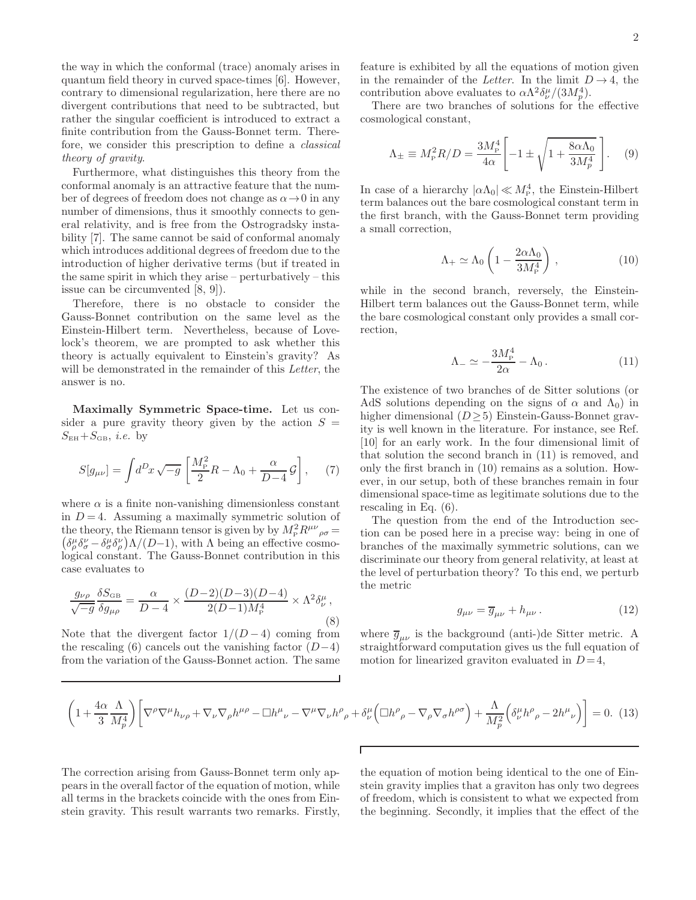the way in which the conformal (trace) anomaly arises in quantum field theory in curved space-times [6]. However, contrary to dimensional regularization, here there are no divergent contributions that need to be subtracted, but rather the singular coefficient is introduced to extract a finite contribution from the Gauss-Bonnet term. Therefore, we consider this prescription to define a *classical theory of gravity*.

Furthermore, what distinguishes this theory from the conformal anomaly is an attractive feature that the number of degrees of freedom does not change as $\alpha \to 0$ in any number of dimensions, thus it smoothly connects to general relativity, and is free from the Ostrogradsky instability [7]. The same cannot be said of conformal anomaly which introduces additional degrees of freedom due to the introduction of higher derivative terms (but if treated in the same spirit in which they arise – perturbatively – this issue can be circumvented [8, 9]).

Therefore, there is no obstacle to consider the Gauss-Bonnet contribution on the same level as the Einstein-Hilbert term. Nevertheless, because of Lovelock's theorem, we are prompted to ask whether this theory is actually equivalent to Einstein's gravity? As will be demonstrated in the remainder of this *Letter*, the answer is no.

**Maximally Symmetric Space-time.** Let us consider a pure gravity theory given by the action $S = S_{\rm EH} + S_{\rm GB}$, *i.e.* by

$$S[g_{\mu\nu}] = \int d^D x \sqrt{-g} \left[ \frac{M_{\rm P}^2}{2} R - \Lambda_0 + \frac{\alpha}{D-4} \mathcal{G} \right], \quad (7)$$

where $\alpha$ is a finite non-vanishing dimensionless constant in $D=4$. Assuming a maximally symmetric solution of the theory, the Riemann tensor is given by by $M_{\rm P}^2 R^{\mu\nu}{}_{\rho\sigma} = \left(\delta^\mu_\rho \delta^\nu_\sigma - \delta^\mu_\sigma \delta^\nu_\rho\right)\Lambda/(D-1)$, with $\Lambda$ being an effective cosmological constant. The Gauss-Bonnet contribution in this case evaluates to

$$\frac{g_{\nu\rho}}{\sqrt{-g}} \frac{\delta S_{\rm GB}}{\delta g_{\mu\rho}} = \frac{\alpha}{D-4} \times \frac{(D-2)(D-3)(D-4)}{2(D-1)M_{\rm P}^4} \times \Lambda^2 \delta^\mu_\nu \,, \quad (8)$$

Note that the divergent factor $1/(D-4)$ coming from the rescaling (6) cancels out the vanishing factor $(D-4)$ from the variation of the Gauss-Bonnet action. The same feature is exhibited by all the equations of motion given in the remainder of the *Letter*. In the limit $D \to 4$, the contribution above evaluates to $\alpha \Lambda^2 \delta^\mu_\nu/(3M_p^4)$.

There are two branches of solutions for the effective cosmological constant,

$$\Lambda_\pm \equiv M_{\rm P}^2 R/D = \frac{3M_{\rm P}^4}{4\alpha} \left[ -1 \pm \sqrt{1 + \frac{8\alpha\Lambda_0}{3M_p^4}} \,\right]. \quad (9)$$

In case of a hierarchy $|\alpha\Lambda_0| \ll M_{\rm P}^4$, the Einstein-Hilbert term balances out the bare cosmological constant term in the first branch, with the Gauss-Bonnet term providing a small correction,

$$\Lambda_+ \simeq \Lambda_0 \left( 1 - \frac{2\alpha\Lambda_0}{3M_{\rm P}^4} \right) , \quad (10)$$

while in the second branch, reversely, the Einstein-Hilbert term balances out the Gauss-Bonnet term, while the bare cosmological constant only provides a small correction,

$$\Lambda_- \simeq -\frac{3M_{\rm P}^4}{2\alpha} - \Lambda_0 \,. \quad (11)$$

The existence of two branches of de Sitter solutions (or AdS solutions depending on the signs of $\alpha$ and $\Lambda_0$) in higher dimensional ($D \geq 5$) Einstein-Gauss-Bonnet gravity is well known in the literature. For instance, see Ref. [10] for an early work. In the four dimensional limit of that solution the second branch in (11) is removed, and only the first branch in (10) remains as a solution. However, in our setup, both of these branches remain in four dimensional space-time as legitimate solutions due to the rescaling in Eq. (6).

The question from the end of the Introduction section can be posed here in a precise way: being in one of branches of the maximally symmetric solutions, can we discriminate our theory from general relativity, at least at the level of perturbation theory? To this end, we perturb the metric

$$g_{\mu\nu} = \overline{g}_{\mu\nu} + h_{\mu\nu} \,. \quad (12)$$

where $\overline{g}_{\mu\nu}$ is the background (anti-)de Sitter metric. A straightforward computation gives us the full equation of motion for linearized graviton evaluated in $D=4$,

$$\left(1 + \frac{4\alpha}{3}\frac{\Lambda}{M_p^4}\right) \left[ \nabla^\rho\nabla^\mu h_{\nu\rho} + \nabla_\nu\nabla_\rho h^{\mu\rho} - \Box h^\mu{}_\nu - \nabla^\mu\nabla_\nu h^\rho{}_\rho + \delta^\mu_\nu \Big( \Box h^\rho{}_\rho - \nabla_\rho\nabla_\sigma h^{\rho\sigma} \Big) + \frac{\Lambda}{M_p^2} \Big( \delta^\mu_\nu h^\rho{}_\rho - 2h^\mu{}_\nu \Big) \right] = 0. \quad (13)$$

The correction arising from Gauss-Bonnet term only appears in the overall factor of the equation of motion, while all terms in the brackets coincide with the ones from Einstein gravity. This result warrants two remarks. Firstly, the equation of motion being identical to the one of Einstein gravity implies that a graviton has only two degrees of freedom, which is consistent to what we expected from the beginning. Secondly, it implies that the effect of the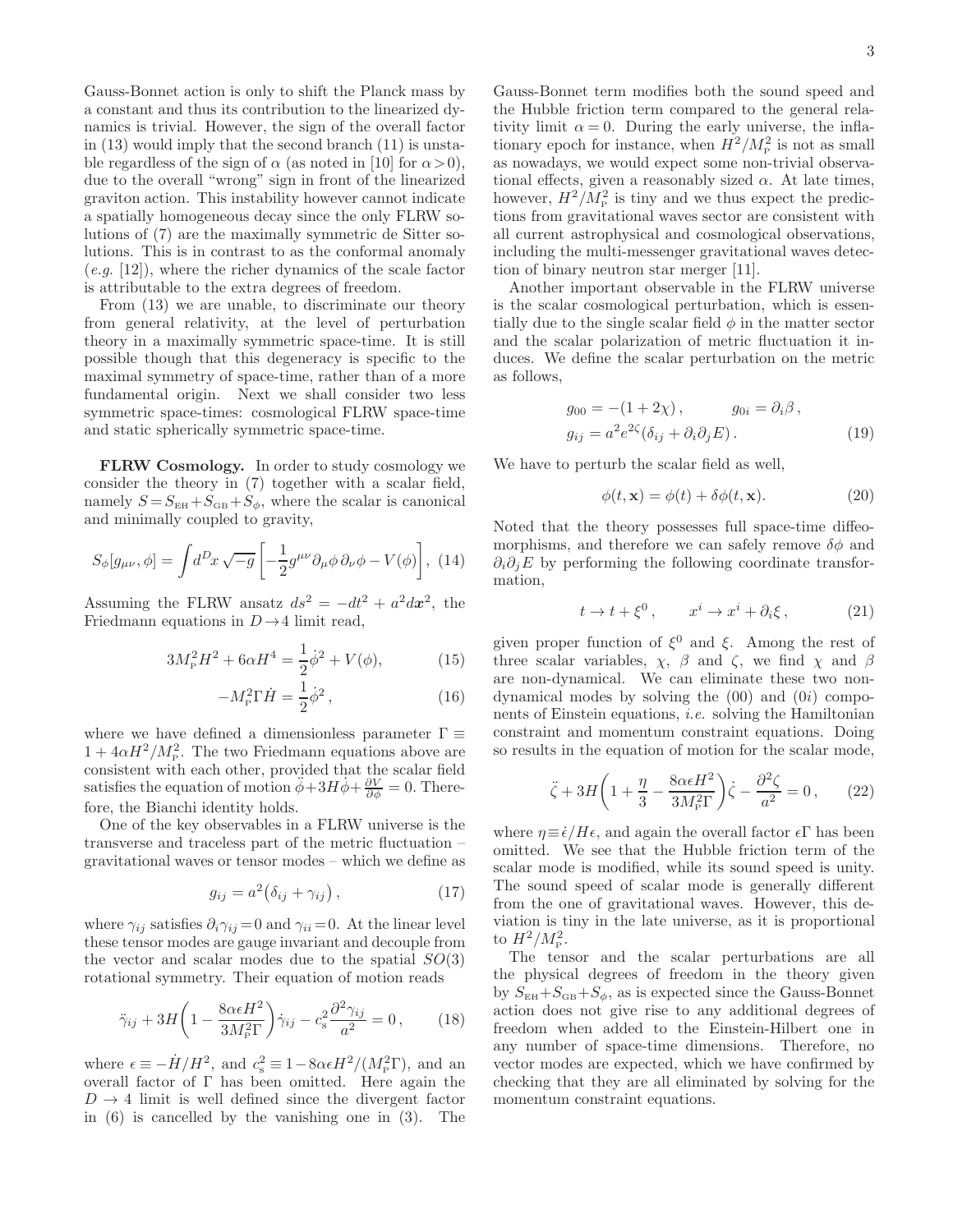Gauss-Bonnet action is only to shift the Planck mass by a constant and thus its contribution to the linearized dynamics is trivial. However, the sign of the overall factor in (13) would imply that the second branch (11) is unstable regardless of the sign of $\alpha$ (as noted in [10] for $\alpha > 0$), due to the overall "wrong" sign in front of the linearized graviton action. This instability however cannot indicate a spatially homogeneous decay since the only FLRW solutions of (7) are the maximally symmetric de Sitter solutions. This is in contrast to as the conformal anomaly (*e.g.* [12]), where the richer dynamics of the scale factor is attributable to the extra degrees of freedom.

From (13) we are unable, to discriminate our theory from general relativity, at the level of perturbation theory in a maximally symmetric space-time. It is still possible though that this degeneracy is specific to the maximal symmetry of space-time, rather than of a more fundamental origin. Next we shall consider two less symmetric space-times: cosmological FLRW space-time and static spherically symmetric space-time.

**FLRW Cosmology.** In order to study cosmology we consider the theory in (7) together with a scalar field, namely $S = S_{\rm EH} + S_{\rm GB} + S_\phi$, where the scalar is canonical and minimally coupled to gravity,

$$S_\phi[g_{\mu\nu}, \phi] = \int d^D x \sqrt{-g}\left[-\frac{1}{2}g^{\mu\nu}\partial_\mu\phi\,\partial_\nu\phi - V(\phi)\right], \quad (14)$$

Assuming the FLRW ansatz $ds^2 = -dt^2 + a^2 d\boldsymbol{x}^2$, the Friedmann equations in $D \to 4$ limit read,

$$3M_{\rm P}^2 H^2 + 6\alpha H^4 = \frac{1}{2}\dot{\phi}^2 + V(\phi), \quad (15)$$

$$-M_{\rm P}^2 \Gamma \dot{H} = \frac{1}{2}\dot{\phi}^2, \quad (16)$$

where we have defined a dimensionless parameter $\Gamma \equiv 1 + 4\alpha H^2/M_{\rm P}^2$. The two Friedmann equations above are consistent with each other, provided that the scalar field satisfies the equation of motion $\ddot{\phi} + 3H\dot{\phi} + \frac{\partial V}{\partial \phi} = 0$. Therefore, the Bianchi identity holds.

One of the key observables in a FLRW universe is the transverse and traceless part of the metric fluctuation – gravitational waves or tensor modes – which we define as

$$g_{ij} = a^2\big(\delta_{ij} + \gamma_{ij}\big), \quad (17)$$

where $\gamma_{ij}$ satisfies $\partial_i \gamma_{ij} = 0$ and $\gamma_{ii} = 0$. At the linear level these tensor modes are gauge invariant and decouple from the vector and scalar modes due to the spatial $SO(3)$ rotational symmetry. Their equation of motion reads

$$\ddot{\gamma}_{ij} + 3H\left(1 - \frac{8\alpha\epsilon H^2}{3M_{\rm P}^2\Gamma}\right)\dot{\gamma}_{ij} - c_{\rm s}^2\frac{\partial^2\gamma_{ij}}{a^2} = 0, \quad (18)$$

where $\epsilon \equiv -\dot{H}/H^2$, and $c_{\rm s}^2 \equiv 1 - 8\alpha\epsilon H^2/(M_{\rm P}^2\Gamma)$, and an overall factor of $\Gamma$ has been omitted. Here again the $D \to 4$ limit is well defined since the divergent factor in (6) is cancelled by the vanishing one in (3). The Gauss-Bonnet term modifies both the sound speed and the Hubble friction term compared to the general relativity limit $\alpha = 0$. During the early universe, the inflationary epoch for instance, when $H^2/M_{\rm P}^2$ is not as small as nowadays, we would expect some non-trivial observational effects, given a reasonably sized $\alpha$. At late times, however, $H^2/M_{\rm P}^2$ is tiny and we thus expect the predictions from gravitational waves sector are consistent with all current astrophysical and cosmological observations, including the multi-messenger gravitational waves detection of binary neutron star merger [11].

Another important observable in the FLRW universe is the scalar cosmological perturbation, which is essentially due to the single scalar field $\phi$ in the matter sector and the scalar polarization of metric fluctuation it induces. We define the scalar perturbation on the metric as follows,

$$g_{00} = -(1 + 2\chi), \qquad g_{0i} = \partial_i\beta,$$
$$g_{ij} = a^2 e^{2\zeta}(\delta_{ij} + \partial_i\partial_j E). \quad (19)$$

We have to perturb the scalar field as well,

$$\phi(t, \mathbf{x}) = \phi(t) + \delta\phi(t, \mathbf{x}). \quad (20)$$

Noted that the theory possesses full space-time diffeomorphisms, and therefore we can safely remove $\delta\phi$ and $\partial_i\partial_j E$ by performing the following coordinate transformation,

$$t \to t + \xi^0, \qquad x^i \to x^i + \partial_i\xi, \quad (21)$$

given proper function of $\xi^0$ and $\xi$. Among the rest of three scalar variables, $\chi$, $\beta$ and $\zeta$, we find $\chi$ and $\beta$ are non-dynamical. We can eliminate these two non-dynamical modes by solving the (00) and (0$i$) components of Einstein equations, *i.e.* solving the Hamiltonian constraint and momentum constraint equations. Doing so results in the equation of motion for the scalar mode,

$$\ddot{\zeta} + 3H\left(1 + \frac{\eta}{3} - \frac{8\alpha\epsilon H^2}{3M_{\rm P}^2\Gamma}\right)\dot{\zeta} - \frac{\partial^2\zeta}{a^2} = 0, \quad (22)$$

where $\eta \equiv \dot{\epsilon}/H\epsilon$, and again the overall factor $\epsilon\Gamma$ has been omitted. We see that the Hubble friction term of the scalar mode is modified, while its sound speed is unity. The sound speed of scalar mode is generally different from the one of gravitational waves. However, this deviation is tiny in the late universe, as it is proportional to $H^2/M_{\rm P}^2$.

The tensor and the scalar perturbations are all the physical degrees of freedom in the theory given by $S_{\rm EH} + S_{\rm GB} + S_\phi$, as is expected since the Gauss-Bonnet action does not give rise to any additional degrees of freedom when added to the Einstein-Hilbert one in any number of space-time dimensions. Therefore, no vector modes are expected, which we have confirmed by checking that they are all eliminated by solving for the momentum constraint equations.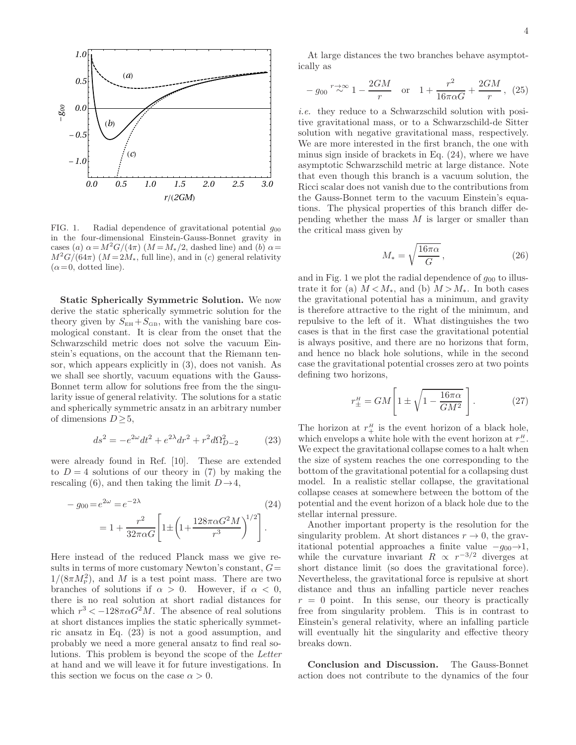FIG. 1. Radial dependence of gravitational potential $g_{00}$ in the four-dimensional Einstein-Gauss-Bonnet gravity in cases $(a)$ $\alpha = M^2 G/(4\pi)$ ($M = M_*/2$, dashed line) and $(b)$ $\alpha = M^2 G/(64\pi)$ ($M = 2M_*$, full line), and in $(c)$ general relativity ($\alpha = 0$, dotted line).

**Static Spherically Symmetric Solution.** We now derive the static spherically symmetric solution for the theory given by $S_{\rm EH} + S_{\rm GB}$, with the vanishing bare cosmological constant. It is clear from the onset that the Schwarzschild metric does not solve the vacuum Einstein's equations, on the account that the Riemann tensor, which appears explicitly in (3), does not vanish. As we shall see shortly, vacuum equations with the Gauss-Bonnet term allow for solutions free from the the singularity issue of general relativity. The solutions for a static and spherically symmetric ansatz in an arbitrary number of dimensions $D \geq 5$,

$$ds^2 = -e^{2\omega} dt^2 + e^{2\lambda} dr^2 + r^2 d\Omega^2_{D-2} \tag{23}$$

were already found in Ref. [10]. These are extended to $D = 4$ solutions of our theory in (7) by making the rescaling (6), and then taking the limit $D \to 4$,

$$\begin{aligned} -g_{00} &= e^{2\omega} = e^{-2\lambda} \\ &= 1 + \frac{r^2}{32\pi\alpha G}\left[1 \pm \left(1 + \frac{128\pi\alpha G^2 M}{r^3}\right)^{1/2}\right]. \end{aligned} \tag{24}$$

Here instead of the reduced Planck mass we give results in terms of more customary Newton's constant, $G = 1/(8\pi M_{\rm P}^2)$, and $M$ is a test point mass. There are two branches of solutions if $\alpha > 0$. However, if $\alpha < 0$, there is no real solution at short radial distances for which $r^3 < -128\pi\alpha G^2 M$. The absence of real solutions at short distances implies the static spherically symmetric ansatz in Eq. (23) is not a good assumption, and probably we need a more general ansatz to find real solutions. This problem is beyond the scope of the *Letter* at hand and we will leave it for future investigations. In this section we focus on the case $\alpha > 0$.

At large distances the two branches behave asymptotically as

$$-g_{00} \overset{r\to\infty}{\approx} 1 - \frac{2GM}{r} \quad \text{or} \quad 1 + \frac{r^2}{16\pi\alpha G} + \frac{2GM}{r}, \tag{25}$$

*i.e.* they reduce to a Schwarzschild solution with positive gravitational mass, or to a Schwarzschild-de Sitter solution with negative gravitational mass, respectively. We are more interested in the first branch, the one with minus sign inside of brackets in Eq. (24), where we have asymptotic Schwarzschild metric at large distance. Note that even though this branch is a vacuum solution, the Ricci scalar does not vanish due to the contributions from the Gauss-Bonnet term to the vacuum Einstein's equations. The physical properties of this branch differ depending whether the mass $M$ is larger or smaller than the critical mass given by

$$M_* = \sqrt{\frac{16\pi\alpha}{G}}, \tag{26}$$

and in Fig. 1 we plot the radial dependence of $g_{00}$ to illustrate it for (a) $M < M_*$, and (b) $M > M_*$. In both cases the gravitational potential has a minimum, and gravity is therefore attractive to the right of the minimum, and repulsive to the left of it. What distinguishes the two cases is that in the first case the gravitational potential is always positive, and there are no horizons that form, and hence no black hole solutions, while in the second case the gravitational potential crosses zero at two points defining two horizons,

$$r^{H}_{\pm} = GM\left[1 \pm \sqrt{1 - \frac{16\pi\alpha}{GM^2}}\,\right]. \tag{27}$$

The horizon at $r^{H}_{+}$ is the event horizon of a black hole, which envelops a white hole with the event horizon at $r^{H}_{-}$. We expect the gravitational collapse comes to a halt when the size of system reaches the one corresponding to the bottom of the gravitational potential for a collapsing dust model. In a realistic stellar collapse, the gravitational collapse ceases at somewhere between the bottom of the potential and the event horizon of a black hole due to the stellar internal pressure.

Another important property is the resolution for the singularity problem. At short distances $r \to 0$, the gravitational potential approaches a finite value $-g_{00} \to 1$, while the curvature invariant $R \propto r^{-3/2}$ diverges at short distance limit (so does the gravitational force). Nevertheless, the gravitational force is repulsive at short distance and thus an infalling particle never reaches $r = 0$ point. In this sense, our theory is practically free from singularity problem. This is in contrast to Einstein's general relativity, where an infalling particle will eventually hit the singularity and effective theory breaks down.

**Conclusion and Discussion.** The Gauss-Bonnet action does not contribute to the dynamics of the four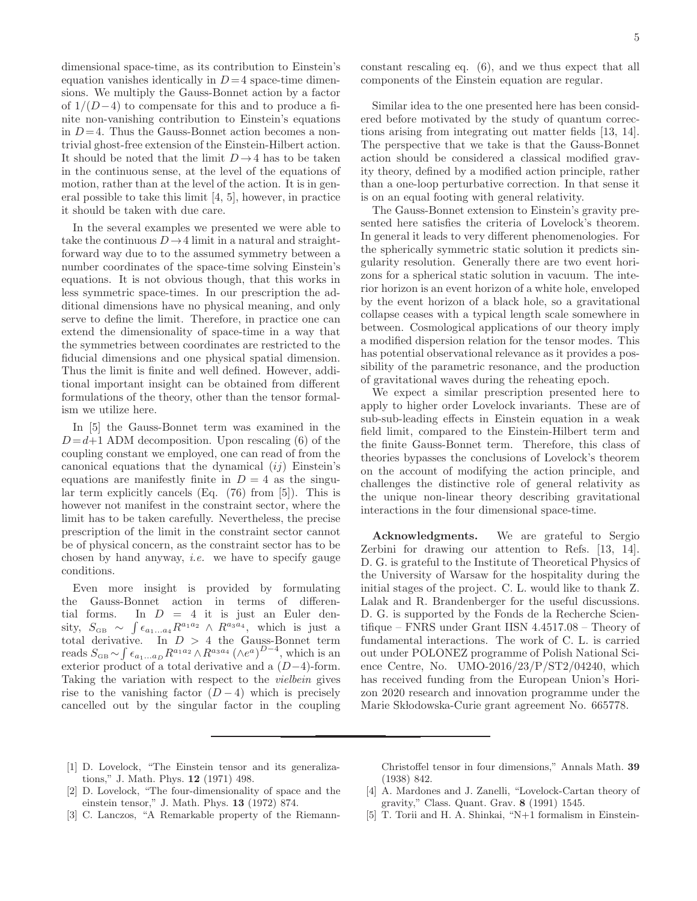dimensional space-time, as its contribution to Einstein's equation vanishes identically in $D=4$ space-time dimensions. We multiply the Gauss-Bonnet action by a factor of $1/(D-4)$ to compensate for this and to produce a finite non-vanishing contribution to Einstein's equations in $D=4$. Thus the Gauss-Bonnet action becomes a nontrivial ghost-free extension of the Einstein-Hilbert action. It should be noted that the limit $D\to 4$ has to be taken in the continuous sense, at the level of the equations of motion, rather than at the level of the action. It is in general possible to take this limit [4, 5], however, in practice it should be taken with due care.

In the several examples we presented we were able to take the continuous $D\to 4$ limit in a natural and straightforward way due to to the assumed symmetry between a number coordinates of the space-time solving Einstein's equations. It is not obvious though, that this works in less symmetric space-times. In our prescription the additional dimensions have no physical meaning, and only serve to define the limit. Therefore, in practice one can extend the dimensionality of space-time in a way that the symmetries between coordinates are restricted to the fiducial dimensions and one physical spatial dimension. Thus the limit is finite and well defined. However, additional important insight can be obtained from different formulations of the theory, other than the tensor formalism we utilize here.

In [5] the Gauss-Bonnet term was examined in the $D=d+1$ ADM decomposition. Upon rescaling (6) of the coupling constant we employed, one can read of from the canonical equations that the dynamical $(ij)$ Einstein's equations are manifestly finite in $D=4$ as the singular term explicitly cancels (Eq. (76) from [5]). This is however not manifest in the constraint sector, where the limit has to be taken carefully. Nevertheless, the precise prescription of the limit in the constraint sector cannot be of physical concern, as the constraint sector has to be chosen by hand anyway, *i.e.* we have to specify gauge conditions.

Even more insight is provided by formulating the Gauss-Bonnet action in terms of differential forms. In $D=4$ it is just an Euler density, $S_{\rm GB}\sim\int\epsilon_{a_1\ldots a_4}R^{a_1a_2}\wedge R^{a_3a_4}$, which is just a total derivative. In $D>4$ the Gauss-Bonnet term reads $S_{\rm GB}\sim\int\epsilon_{a_1\ldots a_D}R^{a_1a_2}\wedge R^{a_3a_4}\left(\wedge e^a\right)^{D-4}$, which is an exterior product of a total derivative and a $(D-4)$-form. Taking the variation with respect to the *vielbein* gives rise to the vanishing factor $(D-4)$ which is precisely cancelled out by the singular factor in the coupling constant rescaling eq. (6), and we thus expect that all components of the Einstein equation are regular.

Similar idea to the one presented here has been considered before motivated by the study of quantum corrections arising from integrating out matter fields [13, 14]. The perspective that we take is that the Gauss-Bonnet action should be considered a classical modified gravity theory, defined by a modified action principle, rather than a one-loop perturbative correction. In that sense it is on an equal footing with general relativity.

The Gauss-Bonnet extension to Einstein's gravity presented here satisfies the criteria of Lovelock's theorem. In general it leads to very different phenomenologies. For the spherically symmetric static solution it predicts singularity resolution. Generally there are two event horizons for a spherical static solution in vacuum. The interior horizon is an event horizon of a white hole, enveloped by the event horizon of a black hole, so a gravitational collapse ceases with a typical length scale somewhere in between. Cosmological applications of our theory imply a modified dispersion relation for the tensor modes. This has potential observational relevance as it provides a possibility of the parametric resonance, and the production of gravitational waves during the reheating epoch.

We expect a similar prescription presented here to apply to higher order Lovelock invariants. These are of sub-sub-leading effects in Einstein equation in a weak field limit, compared to the Einstein-Hilbert term and the finite Gauss-Bonnet term. Therefore, this class of theories bypasses the conclusions of Lovelock's theorem on the account of modifying the action principle, and challenges the distinctive role of general relativity as the unique non-linear theory describing gravitational interactions in the four dimensional space-time.

**Acknowledgments.** We are grateful to Sergio Zerbini for drawing our attention to Refs. [13, 14]. D. G. is grateful to the Institute of Theoretical Physics of the University of Warsaw for the hospitality during the initial stages of the project. C. L. would like to thank Z. Lalak and R. Brandenberger for the useful discussions. D. G. is supported by the Fonds de la Recherche Scientifique – FNRS under Grant IISN 4.4517.08 – Theory of fundamental interactions. The work of C. L. is carried out under POLONEZ programme of Polish National Science Centre, No. UMO-2016/23/P/ST2/04240, which has received funding from the European Union's Horizon 2020 research and innovation programme under the Marie Skłodowska-Curie grant agreement No. 665778.

---

[1] D. Lovelock, "The Einstein tensor and its generalizations," J. Math. Phys. **12** (1971) 498.

[2] D. Lovelock, "The four-dimensionality of space and the einstein tensor," J. Math. Phys. **13** (1972) 874.

[3] C. Lanczos, "A Remarkable property of the Riemann-Christoffel tensor in four dimensions," Annals Math. **39** (1938) 842.

[4] A. Mardones and J. Zanelli, "Lovelock-Cartan theory of gravity," Class. Quant. Grav. **8** (1991) 1545.

[5] T. Torii and H. A. Shinkai, "N+1 formalism in Einstein-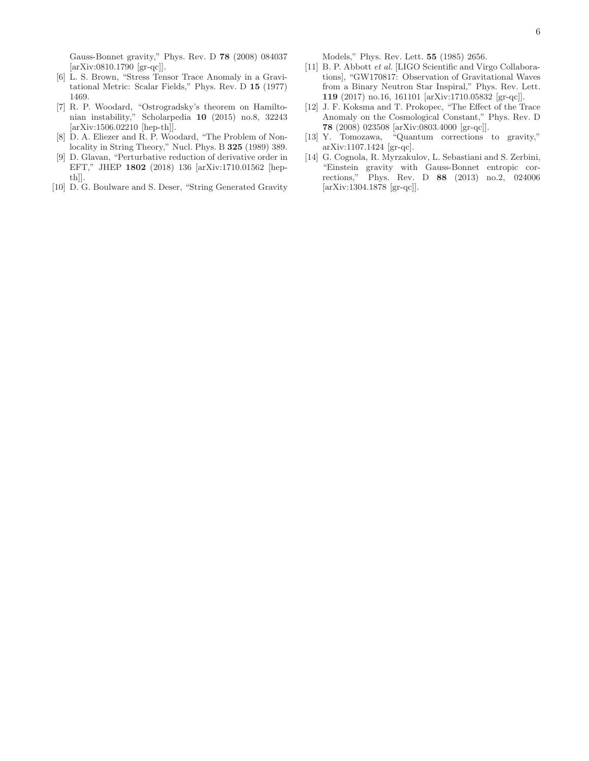Gauss-Bonnet gravity," Phys. Rev. D **78** (2008) 084037 [arXiv:0810.1790 [gr-qc]].

[6] L. S. Brown, "Stress Tensor Trace Anomaly in a Gravitational Metric: Scalar Fields," Phys. Rev. D **15** (1977) 1469.

[7] R. P. Woodard, "Ostrogradsky's theorem on Hamiltonian instability," Scholarpedia **10** (2015) no.8, 32243 [arXiv:1506.02210 [hep-th]].

[8] D. A. Eliezer and R. P. Woodard, "The Problem of Nonlocality in String Theory," Nucl. Phys. B **325** (1989) 389.

[9] D. Glavan, "Perturbative reduction of derivative order in EFT," JHEP **1802** (2018) 136 [arXiv:1710.01562 [hep-th]].

[10] D. G. Boulware and S. Deser, "String Generated Gravity Models," Phys. Rev. Lett. **55** (1985) 2656.

[11] B. P. Abbott *et al.* [LIGO Scientific and Virgo Collaborations], "GW170817: Observation of Gravitational Waves from a Binary Neutron Star Inspiral," Phys. Rev. Lett. **119** (2017) no.16, 161101 [arXiv:1710.05832 [gr-qc]].

[12] J. F. Koksma and T. Prokopec, "The Effect of the Trace Anomaly on the Cosmological Constant," Phys. Rev. D **78** (2008) 023508 [arXiv:0803.4000 [gr-qc]].

[13] Y. Tomozawa, "Quantum corrections to gravity," arXiv:1107.1424 [gr-qc].

[14] G. Cognola, R. Myrzakulov, L. Sebastiani and S. Zerbini, "Einstein gravity with Gauss-Bonnet entropic corrections," Phys. Rev. D **88** (2013) no.2, 024006 [arXiv:1304.1878 [gr-qc]].